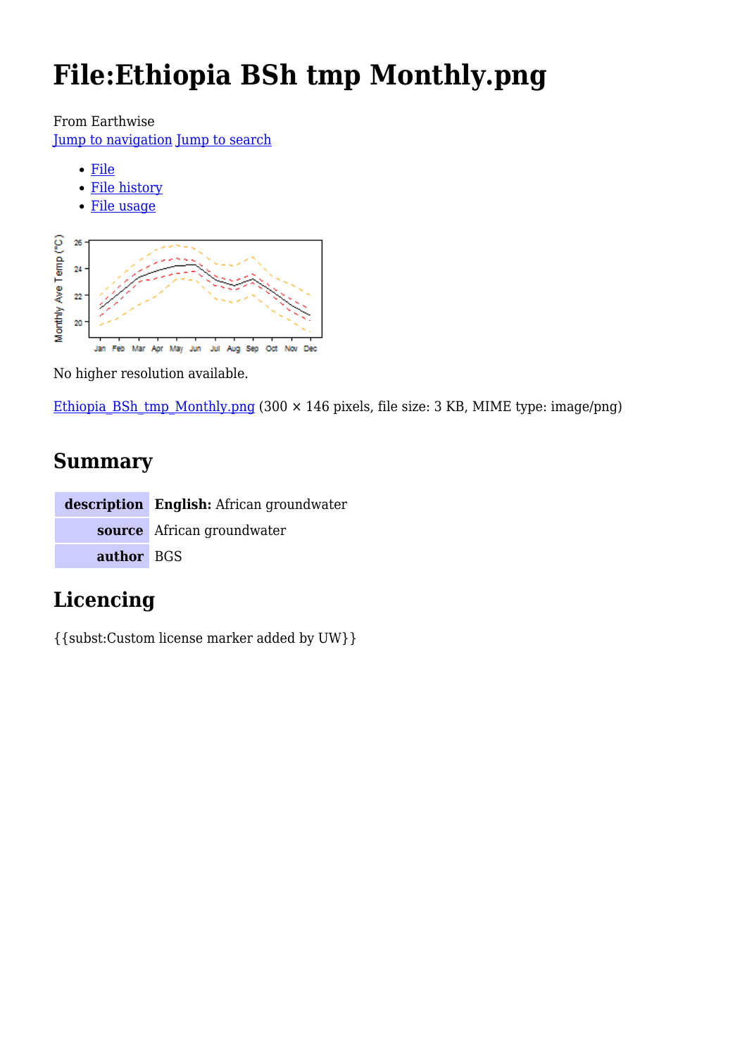# File:Ethiopia BSh tmp Monthly.png

From Earthwise

Jump to navigation Jump to search

- File
- File history
- File usage

No higher resolution available.

Ethiopia_BSh_tmp_Monthly.png (300 × 146 pixels, file size: 3 KB, MIME type: image/png)

## Summary

| description | **English:** African groundwater |
|---|---|
| source | African groundwater |
| author | BGS |

## Licencing

{{subst:Custom license marker added by UW}}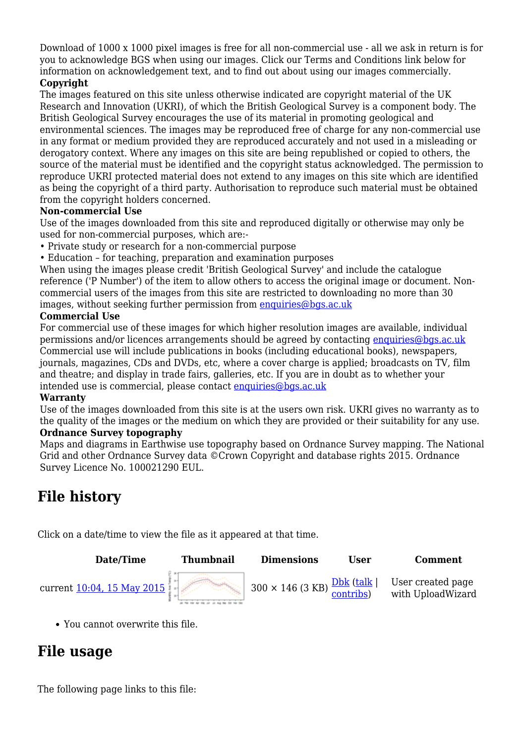Download of 1000 x 1000 pixel images is free for all non-commercial use - all we ask in return is for you to acknowledge BGS when using our images. Click our Terms and Conditions link below for information on acknowledgement text, and to find out about using our images commercially.

**Copyright**

The images featured on this site unless otherwise indicated are copyright material of the UK Research and Innovation (UKRI), of which the British Geological Survey is a component body. The British Geological Survey encourages the use of its material in promoting geological and environmental sciences. The images may be reproduced free of charge for any non-commercial use in any format or medium provided they are reproduced accurately and not used in a misleading or derogatory context. Where any images on this site are being republished or copied to others, the source of the material must be identified and the copyright status acknowledged. The permission to reproduce UKRI protected material does not extend to any images on this site which are identified as being the copyright of a third party. Authorisation to reproduce such material must be obtained from the copyright holders concerned.

**Non-commercial Use**

Use of the images downloaded from this site and reproduced digitally or otherwise may only be used for non-commercial purposes, which are:-

- Private study or research for a non-commercial purpose
- Education – for teaching, preparation and examination purposes

When using the images please credit 'British Geological Survey' and include the catalogue reference ('P Number') of the item to allow others to access the original image or document. Non-commercial users of the images from this site are restricted to downloading no more than 30 images, without seeking further permission from enquiries@bgs.ac.uk

**Commercial Use**

For commercial use of these images for which higher resolution images are available, individual permissions and/or licences arrangements should be agreed by contacting enquiries@bgs.ac.uk Commercial use will include publications in books (including educational books), newspapers, journals, magazines, CDs and DVDs, etc, where a cover charge is applied; broadcasts on TV, film and theatre; and display in trade fairs, galleries, etc. If you are in doubt as to whether your intended use is commercial, please contact enquiries@bgs.ac.uk

**Warranty**

Use of the images downloaded from this site is at the users own risk. UKRI gives no warranty as to the quality of the images or the medium on which they are provided or their suitability for any use.

**Ordnance Survey topography**

Maps and diagrams in Earthwise use topography based on Ordnance Survey mapping. The National Grid and other Ordnance Survey data ©Crown Copyright and database rights 2015. Ordnance Survey Licence No. 100021290 EUL.

## File history

Click on a date/time to view the file as it appeared at that time.

| | Date/Time | Thumbnail | Dimensions | User | Comment |
|---|---|---|---|---|---|
| current | 10:04, 15 May 2015 | | 300 × 146 (3 KB) | Dbk (talk \| contribs) | User created page with UploadWizard |

- You cannot overwrite this file.

## File usage

The following page links to this file: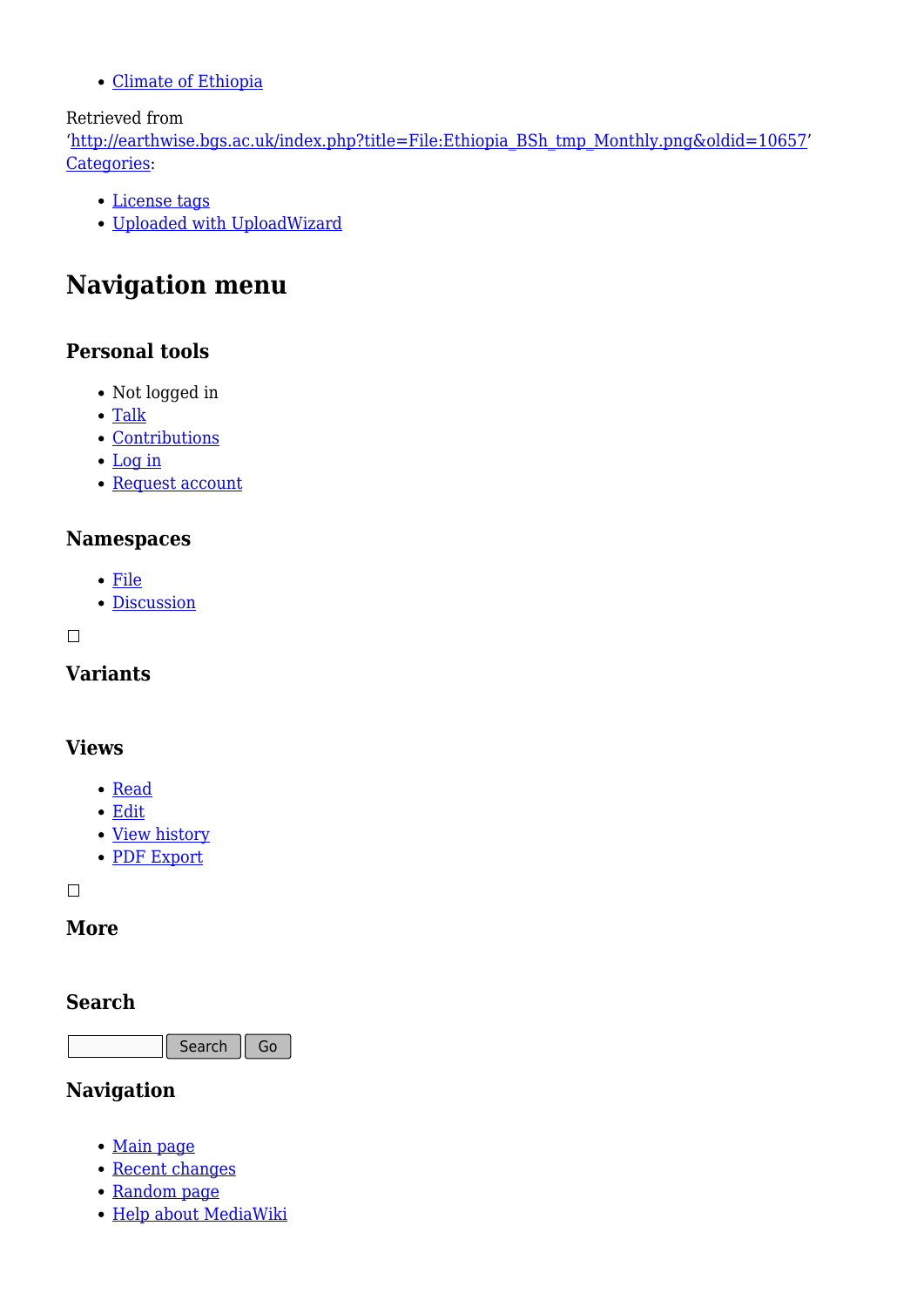- Climate of Ethiopia

Retrieved from 'http://earthwise.bgs.ac.uk/index.php?title=File:Ethiopia_BSh_tmp_Monthly.png&oldid=10657'
Categories:

- License tags
- Uploaded with UploadWizard

# Navigation menu

### Personal tools

- Not logged in
- Talk
- Contributions
- Log in
- Request account

### Namespaces

- File
- Discussion

☐

### Variants

### Views

- Read
- Edit
- View history
- PDF Export

☐

### More

### Search

Search Go

### Navigation

- Main page
- Recent changes
- Random page
- Help about MediaWiki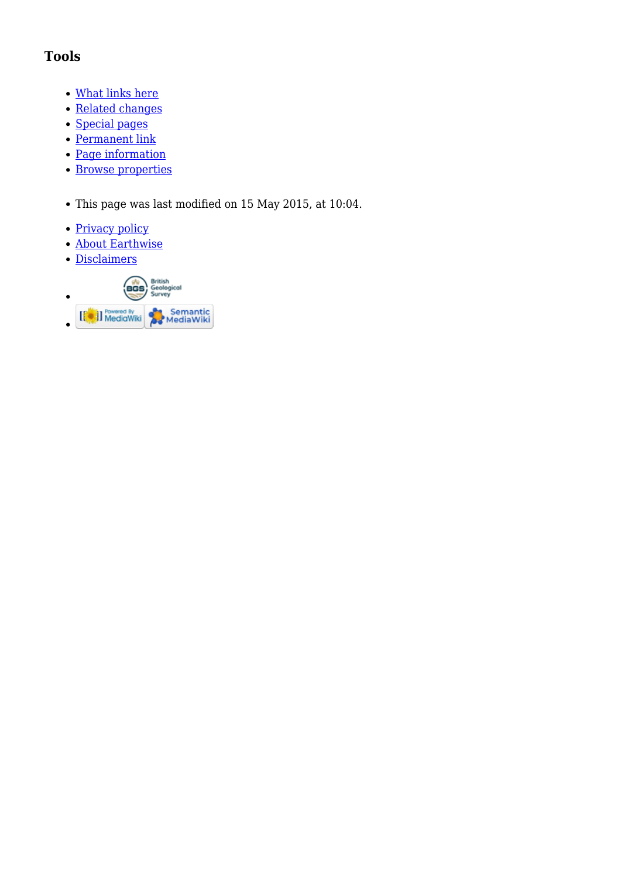### Tools

- What links here
- Related changes
- Special pages
- Permanent link
- Page information
- Browse properties

- This page was last modified on 15 May 2015, at 10:04.

- Privacy policy
- About Earthwise
- Disclaimers